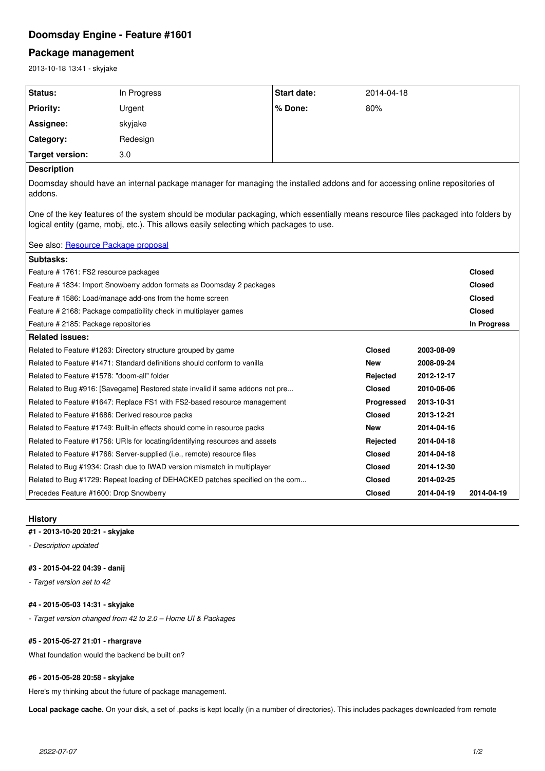# Doomsday Engine - Feature #1601

## Package management

2013-10-18 13:41 - skyjake

| | | | |
|---|---|---|---|
| **Status:** | In Progress | **Start date:** | 2014-04-18 |
| **Priority:** | Urgent | **% Done:** | 80% |
| **Assignee:** | skyjake | | |
| **Category:** | Redesign | | |
| **Target version:** | 3.0 | | |

**Description**

Doomsday should have an internal package manager for managing the installed addons and for accessing online repositories of addons.

One of the key features of the system should be modular packaging, which essentially means resource files packaged into folders by logical entity (game, mobj, etc.). This allows easily selecting which packages to use.

See also: Resource Package proposal

**Subtasks:**

| | |
|---|---|
| Feature # 1761: FS2 resource packages | **Closed** |
| Feature # 1834: Import Snowberry addon formats as Doomsday 2 packages | **Closed** |
| Feature # 1586: Load/manage add-ons from the home screen | **Closed** |
| Feature # 2168: Package compatibility check in multiplayer games | **Closed** |
| Feature # 2185: Package repositories | **In Progress** |

**Related issues:**

| | | | |
|---|---|---|---|
| Related to Feature #1263: Directory structure grouped by game | **Closed** | **2003-08-09** | |
| Related to Feature #1471: Standard definitions should conform to vanilla | **New** | **2008-09-24** | |
| Related to Feature #1578: "doom-all" folder | **Rejected** | **2012-12-17** | |
| Related to Bug #916: [Savegame] Restored state invalid if same addons not pre... | **Closed** | **2010-06-06** | |
| Related to Feature #1647: Replace FS1 with FS2-based resource management | **Progressed** | **2013-10-31** | |
| Related to Feature #1686: Derived resource packs | **Closed** | **2013-12-21** | |
| Related to Feature #1749: Built-in effects should come in resource packs | **New** | **2014-04-16** | |
| Related to Feature #1756: URIs for locating/identifying resources and assets | **Rejected** | **2014-04-18** | |
| Related to Feature #1766: Server-supplied (i.e., remote) resource files | **Closed** | **2014-04-18** | |
| Related to Bug #1934: Crash due to IWAD version mismatch in multiplayer | **Closed** | **2014-12-30** | |
| Related to Bug #1729: Repeat loading of DEHACKED patches specified on the com... | **Closed** | **2014-02-25** | |
| Precedes Feature #1600: Drop Snowberry | **Closed** | **2014-04-19** | **2014-04-19** |

### History

#### #1 - 2013-10-20 20:21 - skyjake

*- Description updated*

#### #3 - 2015-04-22 04:39 - danij

*- Target version set to 42*

#### #4 - 2015-05-03 14:31 - skyjake

*- Target version changed from 42 to 2.0 – Home UI & Packages*

#### #5 - 2015-05-27 21:01 - rhargrave

What foundation would the backend be built on?

#### #6 - 2015-05-28 20:58 - skyjake

Here's my thinking about the future of package management.

**Local package cache.** On your disk, a set of .packs is kept locally (in a number of directories). This includes packages downloaded from remote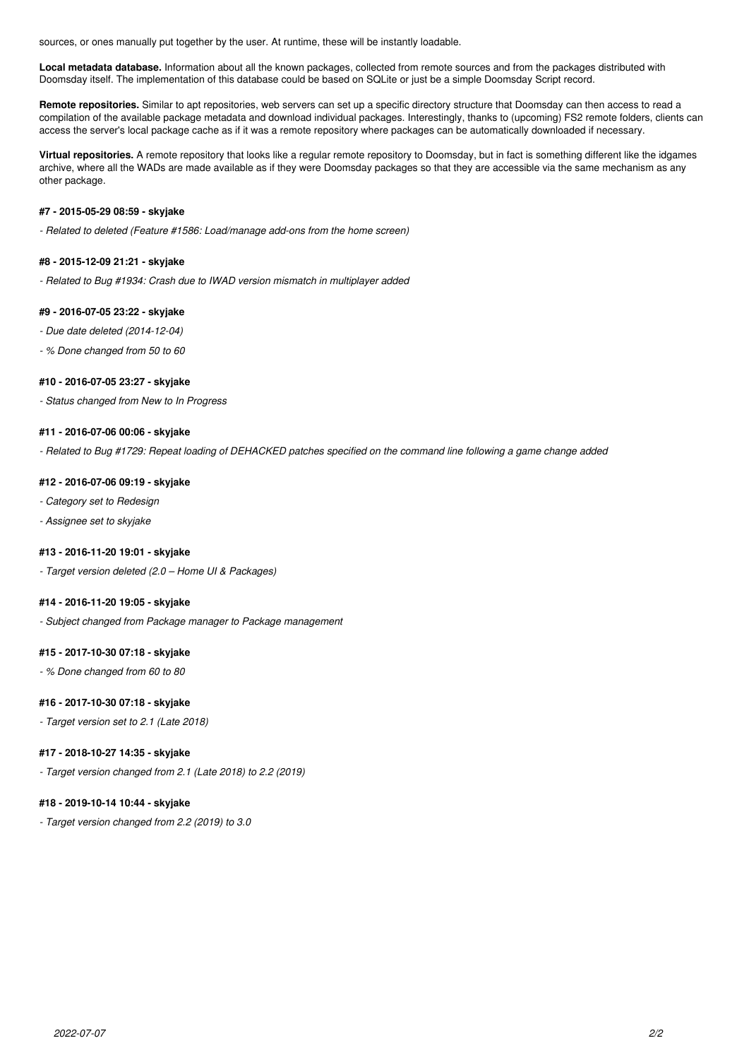sources, or ones manually put together by the user. At runtime, these will be instantly loadable.

**Local metadata database.** Information about all the known packages, collected from remote sources and from the packages distributed with Doomsday itself. The implementation of this database could be based on SQLite or just be a simple Doomsday Script record.

**Remote repositories.** Similar to apt repositories, web servers can set up a specific directory structure that Doomsday can then access to read a compilation of the available package metadata and download individual packages. Interestingly, thanks to (upcoming) FS2 remote folders, clients can access the server's local package cache as if it was a remote repository where packages can be automatically downloaded if necessary.

**Virtual repositories.** A remote repository that looks like a regular remote repository to Doomsday, but in fact is something different like the idgames archive, where all the WADs are made available as if they were Doomsday packages so that they are accessible via the same mechanism as any other package.

#### #7 - 2015-05-29 08:59 - skyjake

*- Related to deleted (Feature #1586: Load/manage add-ons from the home screen)*

#### #8 - 2015-12-09 21:21 - skyjake

*- Related to Bug #1934: Crash due to IWAD version mismatch in multiplayer added*

#### #9 - 2016-07-05 23:22 - skyjake

*- Due date deleted (2014-12-04)*

*- % Done changed from 50 to 60*

#### #10 - 2016-07-05 23:27 - skyjake

*- Status changed from New to In Progress*

#### #11 - 2016-07-06 00:06 - skyjake

*- Related to Bug #1729: Repeat loading of DEHACKED patches specified on the command line following a game change added*

#### #12 - 2016-07-06 09:19 - skyjake

*- Category set to Redesign*

*- Assignee set to skyjake*

#### #13 - 2016-11-20 19:01 - skyjake

*- Target version deleted (2.0 – Home UI & Packages)*

#### #14 - 2016-11-20 19:05 - skyjake

*- Subject changed from Package manager to Package management*

#### #15 - 2017-10-30 07:18 - skyjake

*- % Done changed from 60 to 80*

#### #16 - 2017-10-30 07:18 - skyjake

*- Target version set to 2.1 (Late 2018)*

#### #17 - 2018-10-27 14:35 - skyjake

*- Target version changed from 2.1 (Late 2018) to 2.2 (2019)*

#### #18 - 2019-10-14 10:44 - skyjake

*- Target version changed from 2.2 (2019) to 3.0*